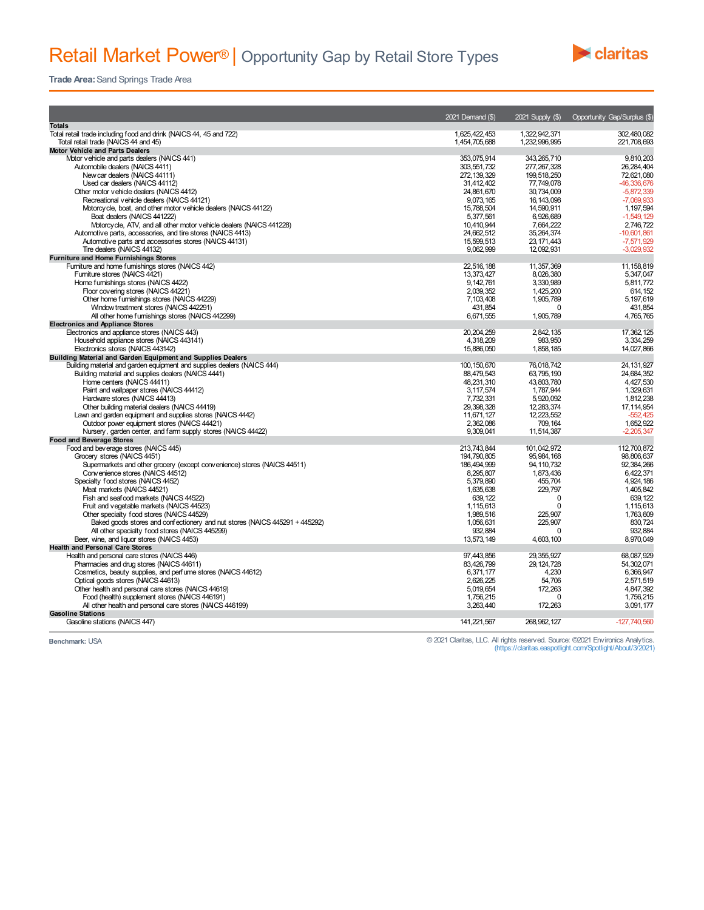# Retail Market Power® | Opportunity Gap by Retail Store Types

**Trade Area:** Sand Springs Trade Area

| | 2021 Demand ($) | 2021 Supply ($) | Opportunity Gap/Surplus ($) |
|---|---|---|---|
| **Totals** | | | |
| Total retail trade including food and drink (NAICS 44, 45 and 722) | 1,625,422,453 | 1,322,942,371 | 302,480,082 |
| Total retail trade (NAICS 44 and 45) | 1,454,705,688 | 1,232,996,995 | 221,708,693 |
| **Motor Vehicle and Parts Dealers** | | | |
| Motor vehicle and parts dealers (NAICS 441) | 353,075,914 | 343,265,710 | 9,810,203 |
| Automobile dealers (NAICS 4411) | 303,551,732 | 277,267,328 | 26,284,404 |
| New car dealers (NAICS 44111) | 272,139,329 | 199,518,250 | 72,621,080 |
| Used car dealers (NAICS 44112) | 31,412,402 | 77,749,078 | -46,336,676 |
| Other motor vehicle dealers (NAICS 4412) | 24,861,670 | 30,734,009 | -5,872,339 |
| Recreational vehicle dealers (NAICS 44121) | 9,073,165 | 16,143,098 | -7,069,933 |
| Motorcycle, boat, and other motor vehicle dealers (NAICS 44122) | 15,788,504 | 14,590,911 | 1,197,594 |
| Boat dealers (NAICS 441222) | 5,377,561 | 6,926,689 | -1,549,129 |
| Motorcycle, ATV, and all other motor vehicle dealers (NAICS 441228) | 10,410,944 | 7,664,222 | 2,746,722 |
| Automotive parts, accessories, and tire stores (NAICS 4413) | 24,662,512 | 35,264,374 | -10,601,861 |
| Automotive parts and accessories stores (NAICS 44131) | 15,599,513 | 23,171,443 | -7,571,929 |
| Tire dealers (NAICS 44132) | 9,062,999 | 12,092,931 | -3,029,932 |
| **Furniture and Home Furnishings Stores** | | | |
| Furniture and home furnishings stores (NAICS 442) | 22,516,188 | 11,357,369 | 11,158,819 |
| Furniture stores (NAICS 4421) | 13,373,427 | 8,026,380 | 5,347,047 |
| Home furnishings stores (NAICS 4422) | 9,142,761 | 3,330,989 | 5,811,772 |
| Floor covering stores (NAICS 44221) | 2,039,352 | 1,425,200 | 614,152 |
| Other home furnishings stores (NAICS 44229) | 7,103,408 | 1,905,789 | 5,197,619 |
| Window treatment stores (NAICS 442291) | 431,854 | 0 | 431,854 |
| All other home furnishings stores (NAICS 442299) | 6,671,555 | 1,905,789 | 4,765,765 |
| **Electronics and Appliance Stores** | | | |
| Electronics and appliance stores (NAICS 443) | 20,204,259 | 2,842,135 | 17,362,125 |
| Household appliance stores (NAICS 443141) | 4,318,209 | 983,950 | 3,334,259 |
| Electronics stores (NAICS 443142) | 15,886,050 | 1,858,185 | 14,027,866 |
| **Building Material and Garden Equipment and Supplies Dealers** | | | |
| Building material and garden equipment and supplies dealers (NAICS 444) | 100,150,670 | 76,018,742 | 24,131,927 |
| Building material and supplies dealers (NAICS 4441) | 88,479,543 | 63,795,190 | 24,684,352 |
| Home centers (NAICS 44411) | 48,231,310 | 43,803,780 | 4,427,530 |
| Paint and wallpaper stores (NAICS 44412) | 3,117,574 | 1,787,944 | 1,329,631 |
| Hardware stores (NAICS 44413) | 7,732,331 | 5,920,092 | 1,812,238 |
| Other building material dealers (NAICS 44419) | 29,398,328 | 12,283,374 | 17,114,954 |
| Lawn and garden equipment and supplies stores (NAICS 4442) | 11,671,127 | 12,223,552 | -552,425 |
| Outdoor power equipment stores (NAICS 44421) | 2,362,086 | 709,164 | 1,652,922 |
| Nursery, garden center, and farm supply stores (NAICS 44422) | 9,309,041 | 11,514,387 | -2,205,347 |
| **Food and Beverage Stores** | | | |
| Food and beverage stores (NAICS 445) | 213,743,844 | 101,042,972 | 112,700,872 |
| Grocery stores (NAICS 4451) | 194,790,805 | 95,984,168 | 98,806,637 |
| Supermarkets and other grocery (except convenience) stores (NAICS 44511) | 186,494,999 | 94,110,732 | 92,384,266 |
| Convenience stores (NAICS 44512) | 8,295,807 | 1,873,436 | 6,422,371 |
| Specialty food stores (NAICS 4452) | 5,379,890 | 455,704 | 4,924,186 |
| Meat markets (NAICS 44521) | 1,635,638 | 229,797 | 1,405,842 |
| Fish and seafood markets (NAICS 44522) | 639,122 | 0 | 639,122 |
| Fruit and vegetable markets (NAICS 44523) | 1,115,613 | 0 | 1,115,613 |
| Other specialty food stores (NAICS 44529) | 1,989,516 | 225,907 | 1,763,609 |
| Baked goods stores and confectionery and nut stores (NAICS 445291 + 445292) | 1,056,631 | 225,907 | 830,724 |
| All other specialty food stores (NAICS 445299) | 932,884 | 0 | 932,884 |
| Beer, wine, and liquor stores (NAICS 4453) | 13,573,149 | 4,603,100 | 8,970,049 |
| **Health and Personal Care Stores** | | | |
| Health and personal care stores (NAICS 446) | 97,443,856 | 29,355,927 | 68,087,929 |
| Pharmacies and drug stores (NAICS 44611) | 83,426,799 | 29,124,728 | 54,302,071 |
| Cosmetics, beauty supplies, and perfume stores (NAICS 44612) | 6,371,177 | 4,230 | 6,366,947 |
| Optical goods stores (NAICS 44613) | 2,626,225 | 54,706 | 2,571,519 |
| Other health and personal care stores (NAICS 44619) | 5,019,654 | 172,263 | 4,847,392 |
| Food (health) supplement stores (NAICS 446191) | 1,756,215 | 0 | 1,756,215 |
| All other health and personal care stores (NAICS 446199) | 3,263,440 | 172,263 | 3,091,177 |
| **Gasoline Stations** | | | |
| Gasoline stations (NAICS 447) | 141,221,567 | 268,962,127 | -127,740,560 |

**Benchmark:** USA

© 2021 Claritas, LLC. All rights reserved. Source: ©2021 Environics Analytics. (https://claritas.easpotlight.com/Spotlight/About/3/2021)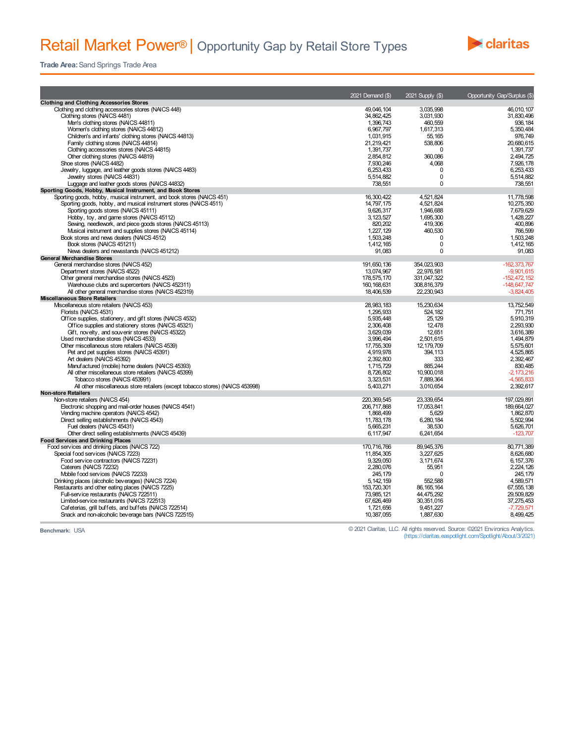# Retail Market Power® | Opportunity Gap by Retail Store Types

**Trade Area:** Sand Springs Trade Area

| | 2021 Demand ($) | 2021 Supply ($) | Opportunity Gap/Surplus ($) |
|---|---|---|---|
| **Clothing and Clothing Accessories Stores** | | | |
| Clothing and clothing accessories stores (NAICS 448) | 49,046,104 | 3,035,998 | 46,010,107 |
| Clothing stores (NAICS 4481) | 34,862,425 | 3,031,930 | 31,830,496 |
| Men's clothing stores (NAICS 44811) | 1,396,743 | 460,559 | 936,184 |
| Women's clothing stores (NAICS 44812) | 6,967,797 | 1,617,313 | 5,350,484 |
| Children's and infants' clothing stores (NAICS 44813) | 1,031,915 | 55,165 | 976,749 |
| Family clothing stores (NAICS 44814) | 21,219,421 | 538,806 | 20,680,615 |
| Clothing accessories stores (NAICS 44815) | 1,391,737 | 0 | 1,391,737 |
| Other clothing stores (NAICS 44819) | 2,854,812 | 360,086 | 2,494,725 |
| Shoe stores (NAICS 4482) | 7,930,246 | 4,068 | 7,926,178 |
| Jewelry, luggage, and leather goods stores (NAICS 4483) | 6,253,433 | 0 | 6,253,433 |
| Jewelry stores (NAICS 44831) | 5,514,882 | 0 | 5,514,882 |
| Luggage and leather goods stores (NAICS 44832) | 738,551 | 0 | 738,551 |
| **Sporting Goods, Hobby, Musical Instrument, and Book Stores** | | | |
| Sporting goods, hobby, musical instrument, and book stores (NAICS 451) | 16,300,422 | 4,521,824 | 11,778,598 |
| Sporting goods, hobby, and musical instrument stores (NAICS 4511) | 14,797,175 | 4,521,824 | 10,275,350 |
| Sporting goods stores (NAICS 45111) | 9,626,317 | 1,946,688 | 7,679,629 |
| Hobby, toy, and game stores (NAICS 45112) | 3,123,527 | 1,695,300 | 1,428,227 |
| Sewing, needlework, and piece goods stores (NAICS 45113) | 820,202 | 419,306 | 400,896 |
| Musical instrument and supplies stores (NAICS 45114) | 1,227,129 | 460,530 | 766,599 |
| Book stores and news dealers (NAICS 4512) | 1,503,248 | 0 | 1,503,248 |
| Book stores (NAICS 451211) | 1,412,165 | 0 | 1,412,165 |
| News dealers and newsstands (NAICS 451212) | 91,083 | 0 | 91,083 |
| **General Merchandise Stores** | | | |
| General merchandise stores (NAICS 452) | 191,650,136 | 354,023,903 | -162,373,767 |
| Department stores (NAICS 4522) | 13,074,967 | 22,976,581 | -9,901,615 |
| Other general merchandise stores (NAICS 4523) | 178,575,170 | 331,047,322 | -152,472,152 |
| Warehouse clubs and supercenters (NAICS 452311) | 160,168,631 | 308,816,379 | -148,647,747 |
| All other general merchandise stores (NAICS 452319) | 18,406,539 | 22,230,943 | -3,824,405 |
| **Miscellaneous Store Retailers** | | | |
| Miscellaneous store retailers (NAICS 453) | 28,983,183 | 15,230,634 | 13,752,549 |
| Florists (NAICS 4531) | 1,295,933 | 524,182 | 771,751 |
| Office supplies, stationery, and gift stores (NAICS 4532) | 5,935,448 | 25,129 | 5,910,319 |
| Office supplies and stationery stores (NAICS 45321) | 2,306,408 | 12,478 | 2,293,930 |
| Gift, novelty, and souvenir stores (NAICS 45322) | 3,629,039 | 12,651 | 3,616,389 |
| Used merchandise stores (NAICS 4533) | 3,996,494 | 2,501,615 | 1,494,879 |
| Other miscellaneous store retailers (NAICS 4539) | 17,755,309 | 12,179,709 | 5,575,601 |
| Pet and pet supplies stores (NAICS 45391) | 4,919,978 | 394,113 | 4,525,865 |
| Art dealers (NAICS 45392) | 2,392,800 | 333 | 2,392,467 |
| Manufactured (mobile) home dealers (NAICS 45393) | 1,715,729 | 885,244 | 830,485 |
| All other miscellaneous store retailers (NAICS 45399) | 8,726,802 | 10,900,018 | -2,173,216 |
| Tobacco stores (NAICS 453991) | 3,323,531 | 7,889,364 | -4,565,833 |
| All other miscellaneous store retailers (except tobacco stores) (NAICS 453998) | 5,403,271 | 3,010,654 | 2,392,617 |
| **Non-store Retailers** | | | |
| Non-store retailers (NAICS 454) | 220,369,545 | 23,339,654 | 197,029,891 |
| Electronic shopping and mail-order houses (NAICS 4541) | 206,717,868 | 17,053,841 | 189,664,027 |
| Vending machine operators (NAICS 4542) | 1,868,499 | 5,629 | 1,862,870 |
| Direct selling establishments (NAICS 4543) | 11,783,178 | 6,280,184 | 5,502,994 |
| Fuel dealers (NAICS 45431) | 5,665,231 | 38,530 | 5,626,701 |
| Other direct selling establishments (NAICS 45439) | 6,117,947 | 6,241,654 | -123,707 |
| **Food Services and Drinking Places** | | | |
| Food services and drinking places (NAICS 722) | 170,716,766 | 89,945,376 | 80,771,389 |
| Special food services (NAICS 7223) | 11,854,305 | 3,227,625 | 8,626,680 |
| Food service contractors (NAICS 72231) | 9,329,050 | 3,171,674 | 6,157,376 |
| Caterers (NAICS 72232) | 2,280,076 | 55,951 | 2,224,126 |
| Mobile food services (NAICS 72233) | 245,179 | 0 | 245,179 |
| Drinking places (alcoholic beverages) (NAICS 7224) | 5,142,159 | 552,588 | 4,589,571 |
| Restaurants and other eating places (NAICS 7225) | 153,720,301 | 86,165,164 | 67,555,138 |
| Full-service restaurants (NAICS 722511) | 73,985,121 | 44,475,292 | 29,509,829 |
| Limited-service restaurants (NAICS 722513) | 67,626,469 | 30,351,016 | 37,275,453 |
| Cafeterias, grill buffets, and buffets (NAICS 722514) | 1,721,656 | 9,451,227 | -7,729,571 |
| Snack and non-alcoholic beverage bars (NAICS 722515) | 10,387,055 | 1,887,630 | 8,499,425 |

**Benchmark:** USA

© 2021 Claritas, LLC. All rights reserved. Source: ©2021 Environics Analytics.
(https://claritas.easpotlight.com/Spotlight/About/3/2021)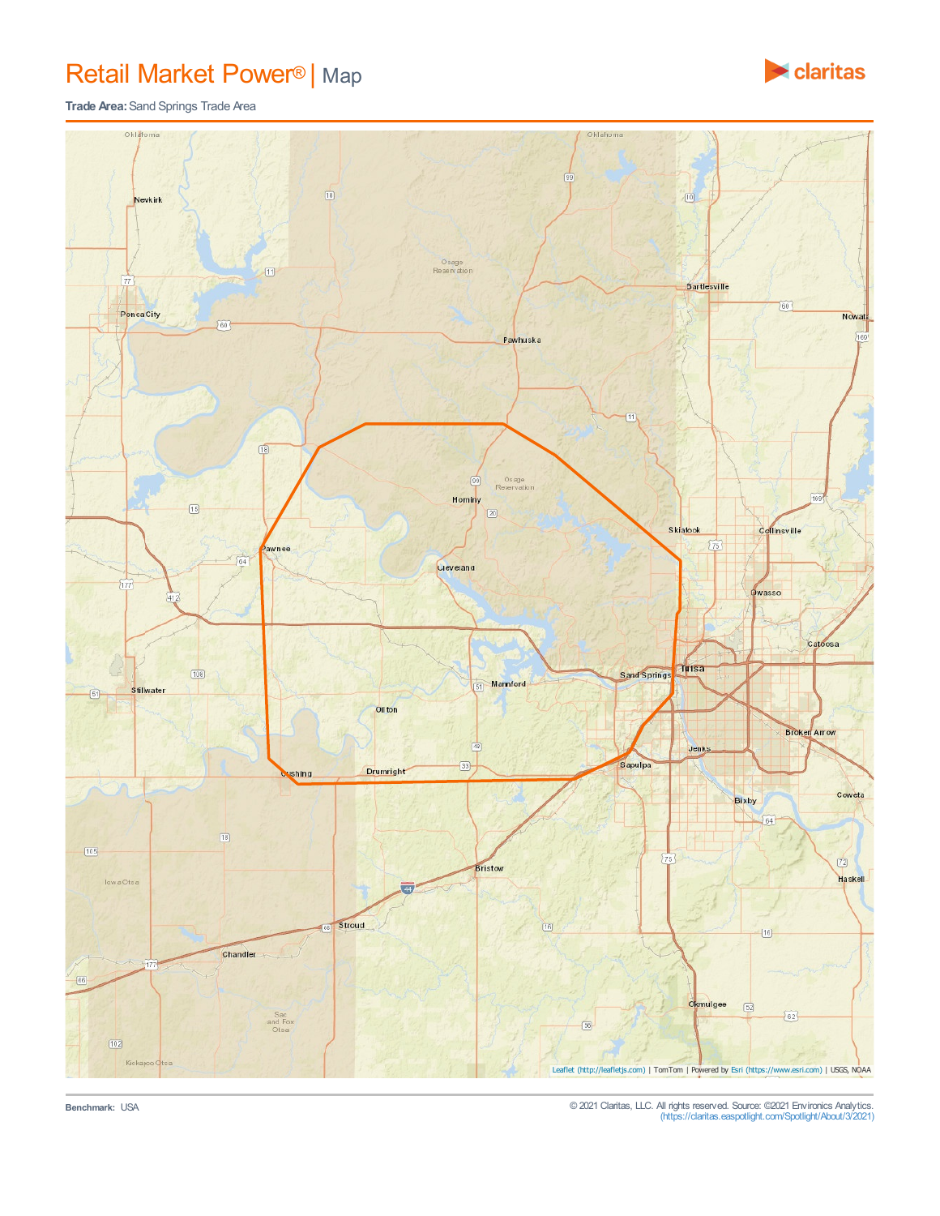# Retail Market Power® | Map

claritas

**Trade Area:** Sand Springs Trade Area

Oklahoma
Oklahoma
Newkirk
Osage Reservation
Bartlesville
Nowata
Ponca City
Pawhuska
Osage Reservation
Hominy
Skiatook
Collinsville
Pawnee
Cleveland
Owasso
Catoosa
Sand Springs
Tulsa
Stillwater
Mannford
Oilton
Broken Arrow
Jenks
Sapulpa
Cushing
Drumright
Bixby
Coweta
Bristow
Haskell
Iowa Otsa
Stroud
Chandler
Okmulgee
Sac and Fox Otsa
Kickapoo Otsa

Leaflet (http://leafletjs.com) | TomTom | Powered by Esri (https://www.esri.com) | USGS, NOAA

**Benchmark:** USA

© 2021 Claritas, LLC. All rights reserved. Source: ©2021 Environics Analytics.
(https://claritas.easpotlight.com/Spotlight/About/3/2021)